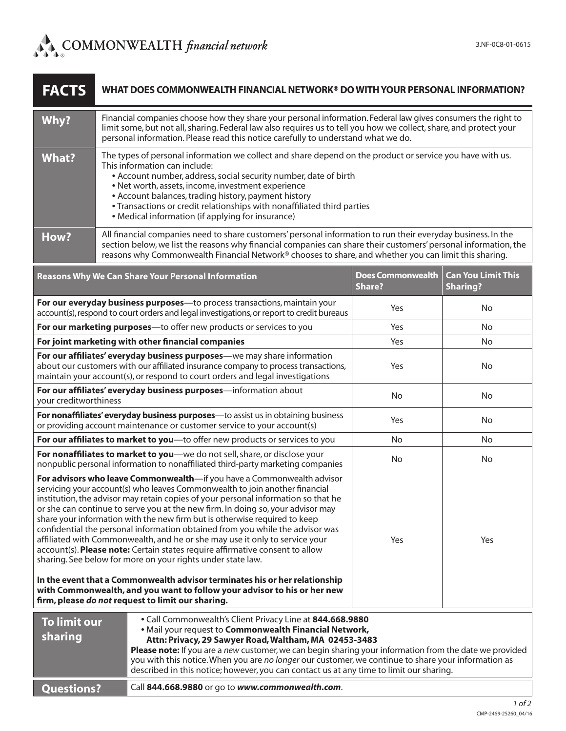COMMONWEALTH *financial network*

3.NF-0C8-01-0615

# FACTS — WHAT DOES COMMONWEALTH FINANCIAL NETWORK® DO WITH YOUR PERSONAL INFORMATION?

| | |
|---|---|
| **Why?** | Financial companies choose how they share your personal information. Federal law gives consumers the right to limit some, but not all, sharing. Federal law also requires us to tell you how we collect, share, and protect your personal information. Please read this notice carefully to understand what we do. |
| **What?** | The types of personal information we collect and share depend on the product or service you have with us. This information can include:<br>• Account number, address, social security number, date of birth<br>• Net worth, assets, income, investment experience<br>• Account balances, trading history, payment history<br>• Transactions or credit relationships with nonaffiliated third parties<br>• Medical information (if applying for insurance) |
| **How?** | All financial companies need to share customers' personal information to run their everyday business. In the section below, we list the reasons why financial companies can share their customers' personal information, the reasons why Commonwealth Financial Network® chooses to share, and whether you can limit this sharing. |

| Reasons Why We Can Share Your Personal Information | Does Commonwealth Share? | Can You Limit This Sharing? |
|---|---|---|
| **For our everyday business purposes**—to process transactions, maintain your account(s), respond to court orders and legal investigations, or report to credit bureaus | Yes | No |
| **For our marketing purposes**—to offer new products or services to you | Yes | No |
| **For joint marketing with other financial companies** | Yes | No |
| **For our affiliates' everyday business purposes**—we may share information about our customers with our affiliated insurance company to process transactions, maintain your account(s), or respond to court orders and legal investigations | Yes | No |
| **For our affiliates' everyday business purposes**—information about your creditworthiness | No | No |
| **For nonaffiliates' everyday business purposes**—to assist us in obtaining business or providing account maintenance or customer service to your account(s) | Yes | No |
| **For our affiliates to market to you**—to offer new products or services to you | No | No |
| **For nonaffiliates to market to you**—we do not sell, share, or disclose your nonpublic personal information to nonaffiliated third-party marketing companies | No | No |
| **For advisors who leave Commonwealth**—if you have a Commonwealth advisor servicing your account(s) who leaves Commonwealth to join another financial institution, the advisor may retain copies of your personal information so that he or she can continue to serve you at the new firm. In doing so, your advisor may share your information with the new firm but is otherwise required to keep confidential the personal information obtained from you while the advisor was affiliated with Commonwealth, and he or she may use it only to service your account(s). **Please note:** Certain states require affirmative consent to allow sharing. See below for more on your rights under state law.<br><br>**In the event that a Commonwealth advisor terminates his or her relationship with Commonwealth, and you want to follow your advisor to his or her new firm, please *do not* request to limit our sharing.** | Yes | Yes |

| | |
|---|---|
| **To limit our sharing** | • Call Commonwealth's Client Privacy Line at **844.668.9880**<br>• Mail your request to **Commonwealth Financial Network, Attn: Privacy, 29 Sawyer Road, Waltham, MA 02453-3483**<br>**Please note:** If you are a *new* customer, we can begin sharing your information from the date we provided you with this notice. When you are *no longer* our customer, we continue to share your information as described in this notice; however, you can contact us at any time to limit our sharing. |
| **Questions?** | Call **844.668.9880** or go to ***www.commonwealth.com***. |

CMP-2469-25260_04/16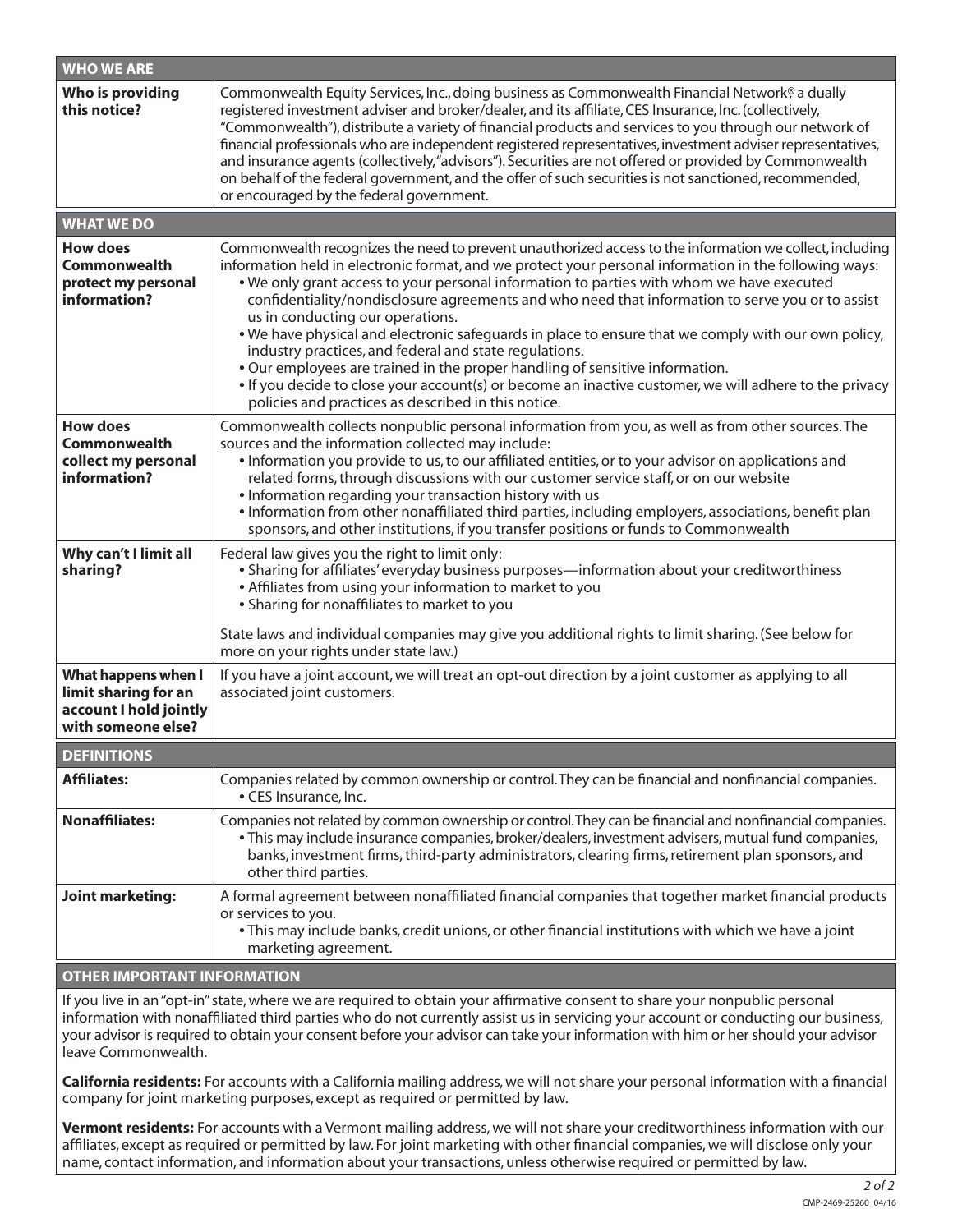| WHO WE ARE | |
|---|---|
| **Who is providing this notice?** | Commonwealth Equity Services, Inc., doing business as Commonwealth Financial Network®, a dually registered investment adviser and broker/dealer, and its affiliate, CES Insurance, Inc. (collectively, "Commonwealth"), distribute a variety of financial products and services to you through our network of financial professionals who are independent registered representatives, investment adviser representatives, and insurance agents (collectively, "advisors"). Securities are not offered or provided by Commonwealth on behalf of the federal government, and the offer of such securities is not sanctioned, recommended, or encouraged by the federal government. |

| WHAT WE DO | |
|---|---|
| **How does Commonwealth protect my personal information?** | Commonwealth recognizes the need to prevent unauthorized access to the information we collect, including information held in electronic format, and we protect your personal information in the following ways:<br>• We only grant access to your personal information to parties with whom we have executed confidentiality/nondisclosure agreements and who need that information to serve you or to assist us in conducting our operations.<br>• We have physical and electronic safeguards in place to ensure that we comply with our own policy, industry practices, and federal and state regulations.<br>• Our employees are trained in the proper handling of sensitive information.<br>• If you decide to close your account(s) or become an inactive customer, we will adhere to the privacy policies and practices as described in this notice. |
| **How does Commonwealth collect my personal information?** | Commonwealth collects nonpublic personal information from you, as well as from other sources. The sources and the information collected may include:<br>• Information you provide to us, to our affiliated entities, or to your advisor on applications and related forms, through discussions with our customer service staff, or on our website<br>• Information regarding your transaction history with us<br>• Information from other nonaffiliated third parties, including employers, associations, benefit plan sponsors, and other institutions, if you transfer positions or funds to Commonwealth |
| **Why can't I limit all sharing?** | Federal law gives you the right to limit only:<br>• Sharing for affiliates' everyday business purposes—information about your creditworthiness<br>• Affiliates from using your information to market to you<br>• Sharing for nonaffiliates to market to you<br><br>State laws and individual companies may give you additional rights to limit sharing. (See below for more on your rights under state law.) |
| **What happens when I limit sharing for an account I hold jointly with someone else?** | If you have a joint account, we will treat an opt-out direction by a joint customer as applying to all associated joint customers. |

| DEFINITIONS | |
|---|---|
| **Affiliates:** | Companies related by common ownership or control. They can be financial and nonfinancial companies.<br>• CES Insurance, Inc. |
| **Nonaffiliates:** | Companies not related by common ownership or control. They can be financial and nonfinancial companies.<br>• This may include insurance companies, broker/dealers, investment advisers, mutual fund companies, banks, investment firms, third-party administrators, clearing firms, retirement plan sponsors, and other third parties. |
| **Joint marketing:** | A formal agreement between nonaffiliated financial companies that together market financial products or services to you.<br>• This may include banks, credit unions, or other financial institutions with which we have a joint marketing agreement. |

## OTHER IMPORTANT INFORMATION

If you live in an "opt-in" state, where we are required to obtain your affirmative consent to share your nonpublic personal information with nonaffiliated third parties who do not currently assist us in servicing your account or conducting our business, your advisor is required to obtain your consent before your advisor can take your information with him or her should your advisor leave Commonwealth.

**California residents:** For accounts with a California mailing address, we will not share your personal information with a financial company for joint marketing purposes, except as required or permitted by law.

**Vermont residents:** For accounts with a Vermont mailing address, we will not share your creditworthiness information with our affiliates, except as required or permitted by law. For joint marketing with other financial companies, we will disclose only your name, contact information, and information about your transactions, unless otherwise required or permitted by law.

CMP-2469-25260_04/16